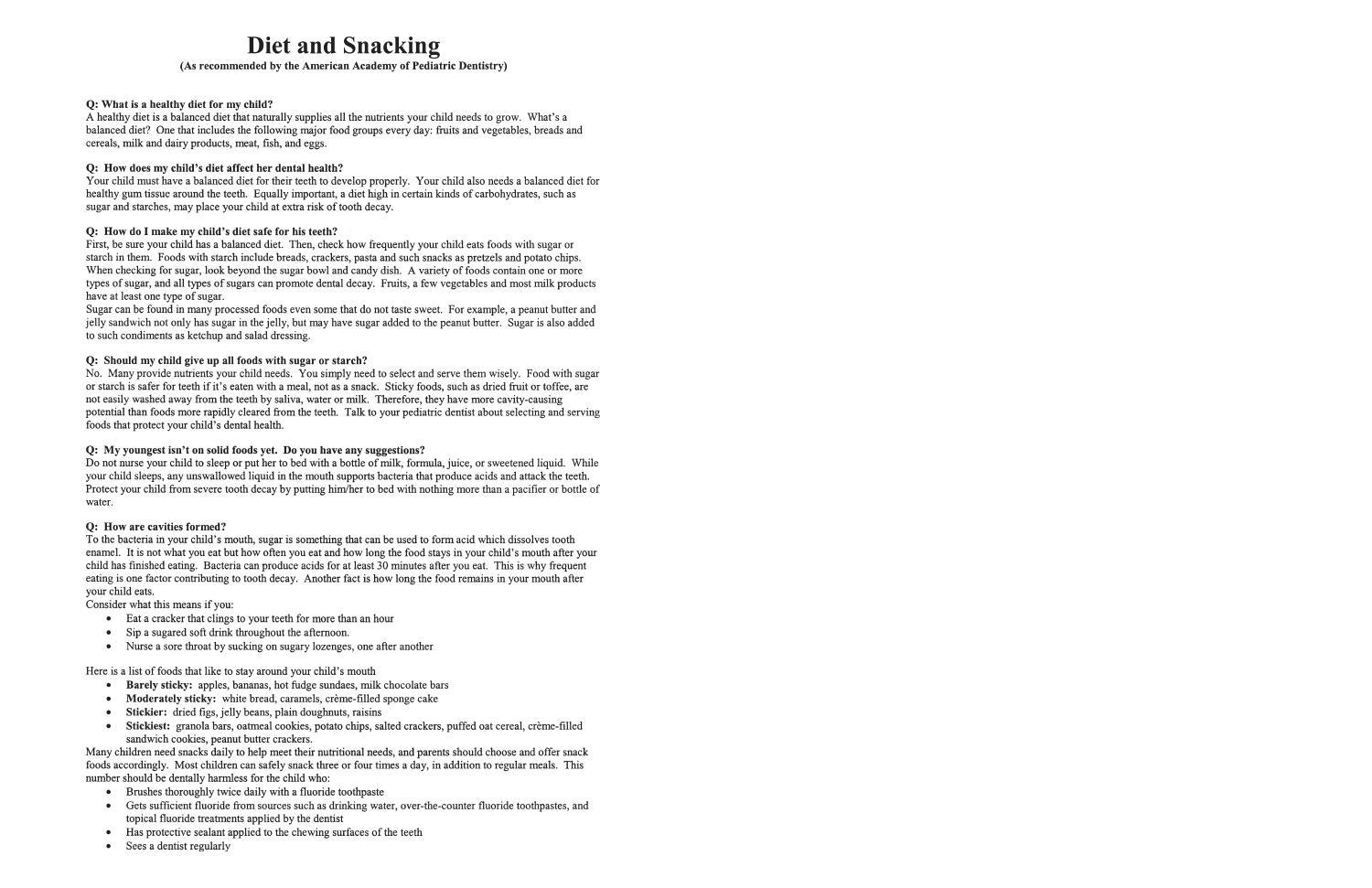# Diet and Snacking

**(As recommended by the American Academy of Pediatric Dentistry)**

**Q: What is a healthy diet for my child?**
A healthy diet is a balanced diet that naturally supplies all the nutrients your child needs to grow. What's a balanced diet? One that includes the following major food groups every day: fruits and vegetables, breads and cereals, milk and dairy products, meat, fish, and eggs.

**Q: How does my child's diet affect her dental health?**
Your child must have a balanced diet for their teeth to develop properly. Your child also needs a balanced diet for healthy gum tissue around the teeth. Equally important, a diet high in certain kinds of carbohydrates, such as sugar and starches, may place your child at extra risk of tooth decay.

**Q: How do I make my child's diet safe for his teeth?**
First, be sure your child has a balanced diet. Then, check how frequently your child eats foods with sugar or starch in them. Foods with starch include breads, crackers, pasta and such snacks as pretzels and potato chips. When checking for sugar, look beyond the sugar bowl and candy dish. A variety of foods contain one or more types of sugar, and all types of sugars can promote dental decay. Fruits, a few vegetables and most milk products have at least one type of sugar.
Sugar can be found in many processed foods even some that do not taste sweet. For example, a peanut butter and jelly sandwich not only has sugar in the jelly, but may have sugar added to the peanut butter. Sugar is also added to such condiments as ketchup and salad dressing.

**Q: Should my child give up all foods with sugar or starch?**
No. Many provide nutrients your child needs. You simply need to select and serve them wisely. Food with sugar or starch is safer for teeth if it's eaten with a meal, not as a snack. Sticky foods, such as dried fruit or toffee, are not easily washed away from the teeth by saliva, water or milk. Therefore, they have more cavity-causing potential than foods more rapidly cleared from the teeth. Talk to your pediatric dentist about selecting and serving foods that protect your child's dental health.

**Q: My youngest isn't on solid foods yet. Do you have any suggestions?**
Do not nurse your child to sleep or put her to bed with a bottle of milk, formula, juice, or sweetened liquid. While your child sleeps, any unswallowed liquid in the mouth supports bacteria that produce acids and attack the teeth. Protect your child from severe tooth decay by putting him/her to bed with nothing more than a pacifier or bottle of water.

**Q: How are cavities formed?**
To the bacteria in your child's mouth, sugar is something that can be used to form acid which dissolves tooth enamel. It is not what you eat but how often you eat and how long the food stays in your child's mouth after your child has finished eating. Bacteria can produce acids for at least 30 minutes after you eat. This is why frequent eating is one factor contributing to tooth decay. Another fact is how long the food remains in your mouth after your child eats.
Consider what this means if you:

- Eat a cracker that clings to your teeth for more than an hour
- Sip a sugared soft drink throughout the afternoon.
- Nurse a sore throat by sucking on sugary lozenges, one after another

Here is a list of foods that like to stay around your child's mouth

- **Barely sticky:** apples, bananas, hot fudge sundaes, milk chocolate bars
- **Moderately sticky:** white bread, caramels, crème-filled sponge cake
- **Stickier:** dried figs, jelly beans, plain doughnuts, raisins
- **Stickiest:** granola bars, oatmeal cookies, potato chips, salted crackers, puffed oat cereal, crème-filled sandwich cookies, peanut butter crackers.

Many children need snacks daily to help meet their nutritional needs, and parents should choose and offer snack foods accordingly. Most children can safely snack three or four times a day, in addition to regular meals. This number should be dentally harmless for the child who:

- Brushes thoroughly twice daily with a fluoride toothpaste
- Gets sufficient fluoride from sources such as drinking water, over-the-counter fluoride toothpastes, and topical fluoride treatments applied by the dentist
- Has protective sealant applied to the chewing surfaces of the teeth
- Sees a dentist regularly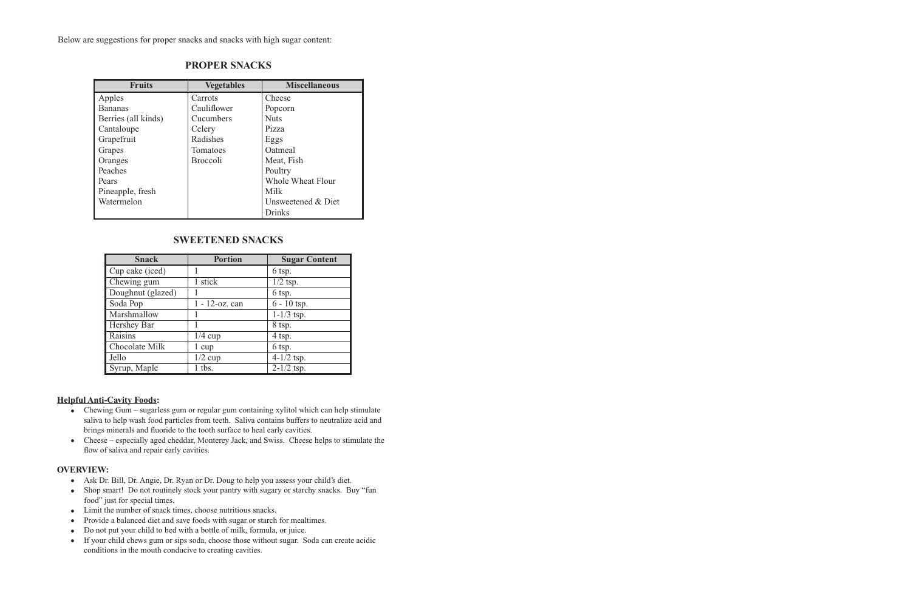Below are suggestions for proper snacks and snacks with high sugar content:

## PROPER SNACKS

| Fruits | Vegetables | Miscellaneous |
|---|---|---|
| Apples | Carrots | Cheese |
| Bananas | Cauliflower | Popcorn |
| Berries (all kinds) | Cucumbers | Nuts |
| Cantaloupe | Celery | Pizza |
| Grapefruit | Radishes | Eggs |
| Grapes | Tomatoes | Oatmeal |
| Oranges | Broccoli | Meat, Fish |
| Peaches | | Poultry |
| Pears | | Whole Wheat Flour |
| Pineapple, fresh | | Milk |
| Watermelon | | Unsweetened & Diet Drinks |

## SWEETENED SNACKS

| Snack | Portion | Sugar Content |
|---|---|---|
| Cup cake (iced) | 1 | 6 tsp. |
| Chewing gum | 1 stick | 1/2 tsp. |
| Doughnut (glazed) | 1 | 6 tsp. |
| Soda Pop | 1 - 12-oz. can | 6 - 10 tsp. |
| Marshmallow | 1 | 1-1/3 tsp. |
| Hershey Bar | 1 | 8 tsp. |
| Raisins | 1/4 cup | 4 tsp. |
| Chocolate Milk | 1 cup | 6 tsp. |
| Jello | 1/2 cup | 4-1/2 tsp. |
| Syrup, Maple | 1 tbs. | 2-1/2 tsp. |

**Helpful Anti-Cavity Foods:**

- Chewing Gum – sugarless gum or regular gum containing xylitol which can help stimulate saliva to help wash food particles from teeth. Saliva contains buffers to neutralize acid and brings minerals and fluoride to the tooth surface to heal early cavities.
- Cheese – especially aged cheddar, Monterey Jack, and Swiss. Cheese helps to stimulate the flow of saliva and repair early cavities.

**OVERVIEW:**

- Ask Dr. Bill, Dr. Angie, Dr. Ryan or Dr. Doug to help you assess your child's diet.
- Shop smart! Do not routinely stock your pantry with sugary or starchy snacks. Buy "fun food" just for special times.
- Limit the number of snack times, choose nutritious snacks.
- Provide a balanced diet and save foods with sugar or starch for mealtimes.
- Do not put your child to bed with a bottle of milk, formula, or juice.
- If your child chews gum or sips soda, choose those without sugar. Soda can create acidic conditions in the mouth conducive to creating cavities.